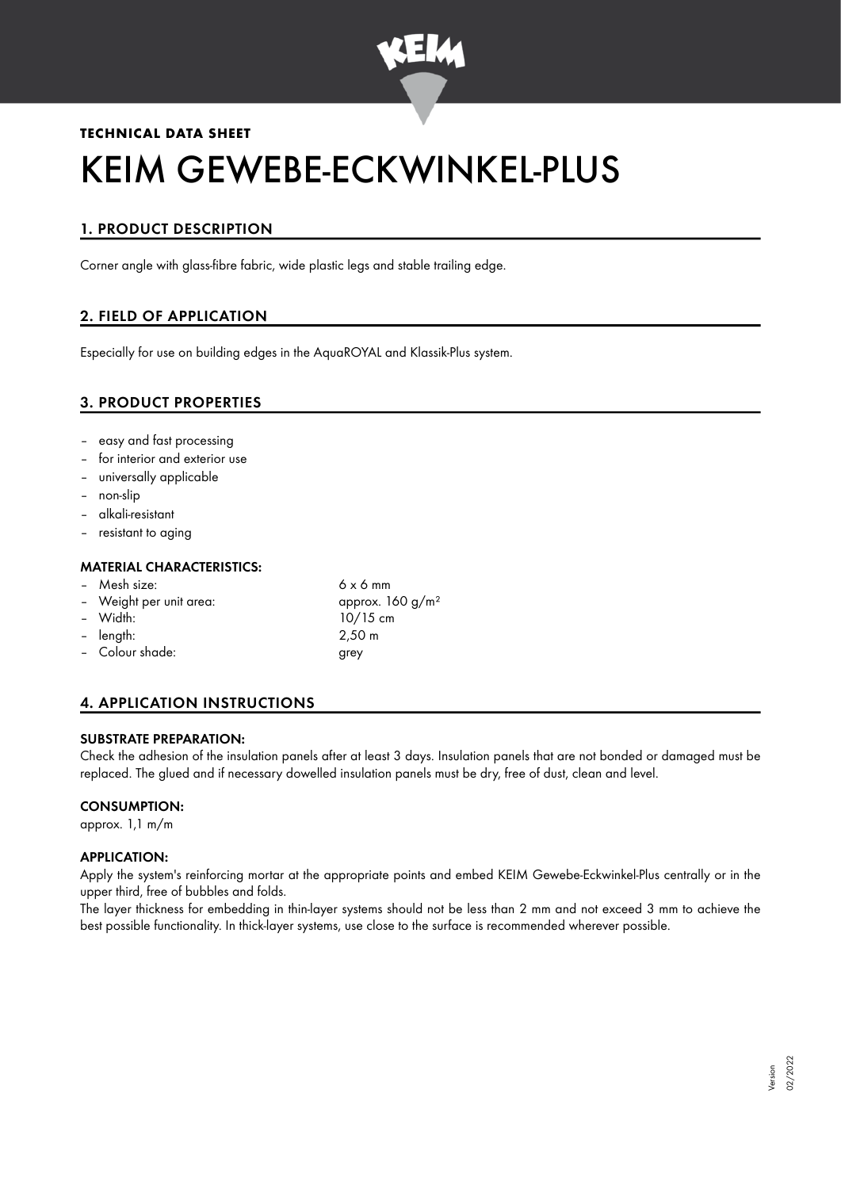**TECHNICAL DATA SHEET**

# KEIM GEWEBE-ECKWINKEL-PLUS

## 1. PRODUCT DESCRIPTION

Corner angle with glass-fibre fabric, wide plastic legs and stable trailing edge.

## 2. FIELD OF APPLICATION

Especially for use on building edges in the AquaROYAL and Klassik-Plus system.

## 3. PRODUCT PROPERTIES

- easy and fast processing
- for interior and exterior use
- universally applicable
- non-slip
- alkali-resistant
- resistant to aging

### MATERIAL CHARACTERISTICS:

- Mesh size: 6 x 6 mm
- Weight per unit area: approx. 160 g/m²
- Width: 10/15 cm
- length: 2,50 m
- Colour shade: grey

## 4. APPLICATION INSTRUCTIONS

### SUBSTRATE PREPARATION:

Check the adhesion of the insulation panels after at least 3 days. Insulation panels that are not bonded or damaged must be replaced. The glued and if necessary dowelled insulation panels must be dry, free of dust, clean and level.

### CONSUMPTION:

approx. 1,1 m/m

### APPLICATION:

Apply the system's reinforcing mortar at the appropriate points and embed KEIM Gewebe-Eckwinkel-Plus centrally or in the upper third, free of bubbles and folds.

The layer thickness for embedding in thin-layer systems should not be less than 2 mm and not exceed 3 mm to achieve the best possible functionality. In thick-layer systems, use close to the surface is recommended wherever possible.

Version 02/2022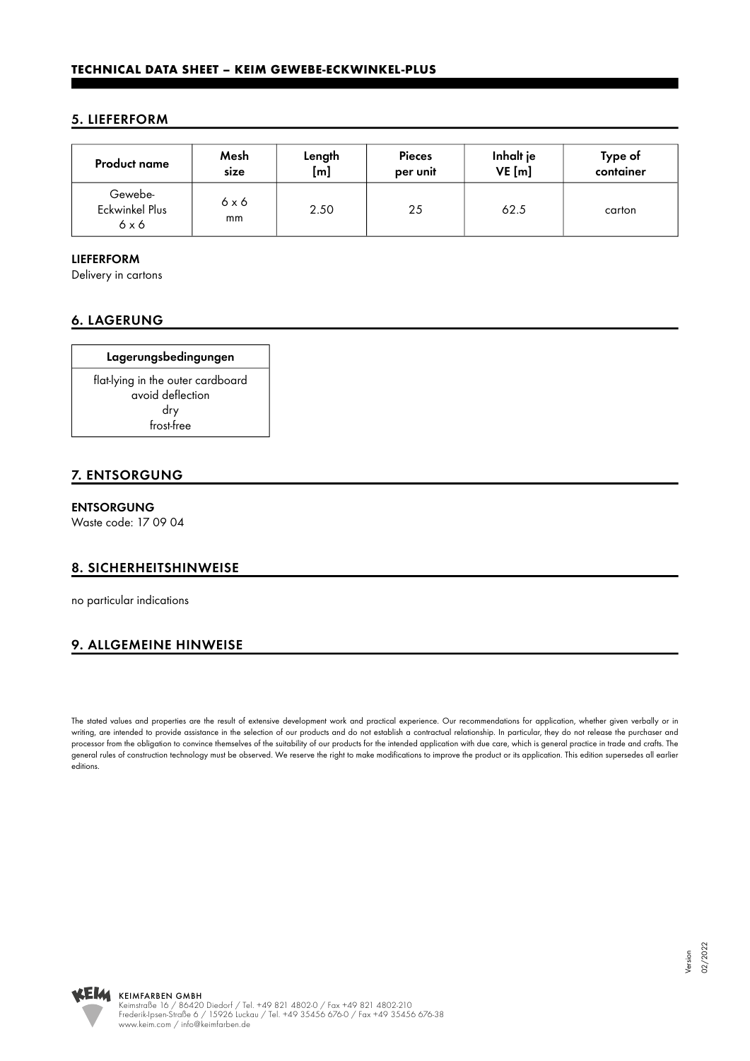## 5. LIEFERFORM

| Product name | Mesh size | Length [m] | Pieces per unit | Inhalt je VE [m] | Type of container |
|---|---|---|---|---|---|
| Gewebe-Eckwinkel Plus 6 x 6 | 6 x 6 mm | 2.50 | 25 | 62.5 | carton |

**LIEFERFORM**

Delivery in cartons

## 6. LAGERUNG

| Lagerungsbedingungen |
|---|
| flat-lying in the outer cardboard<br>avoid deflection<br>dry<br>frost-free |

## 7. ENTSORGUNG

**ENTSORGUNG**

Waste code: 17 09 04

## 8. SICHERHEITSHINWEISE

no particular indications

## 9. ALLGEMEINE HINWEISE

The stated values and properties are the result of extensive development work and practical experience. Our recommendations for application, whether given verbally or in writing, are intended to provide assistance in the selection of our products and do not establish a contractual relationship. In particular, they do not release the purchaser and processor from the obligation to convince themselves of the suitability of our products for the intended application with due care, which is general practice in trade and crafts. The general rules of construction technology must be observed. We reserve the right to make modifications to improve the product or its application. This edition supersedes all earlier editions.

KEIMFARBEN GMBH
Keimstraße 16 / 86420 Diedorf / Tel. +49 821 4802-0 / Fax +49 821 4802-210
Frederik-Ipsen-Straße 6 / 15926 Luckau / Tel. +49 35456 676-0 / Fax +49 35456 676-38
www.keim.com / info@keimfarben.de

Version 02/2022